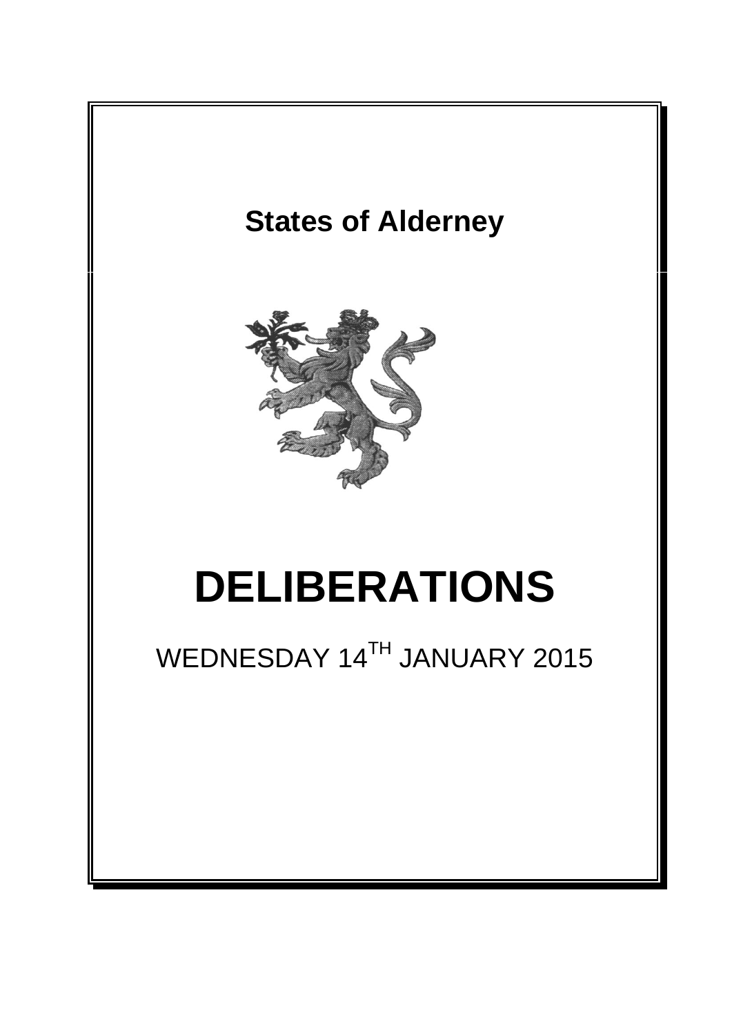**States of Alderney**

# DELIBERATIONS

WEDNESDAY 14TH JANUARY 2015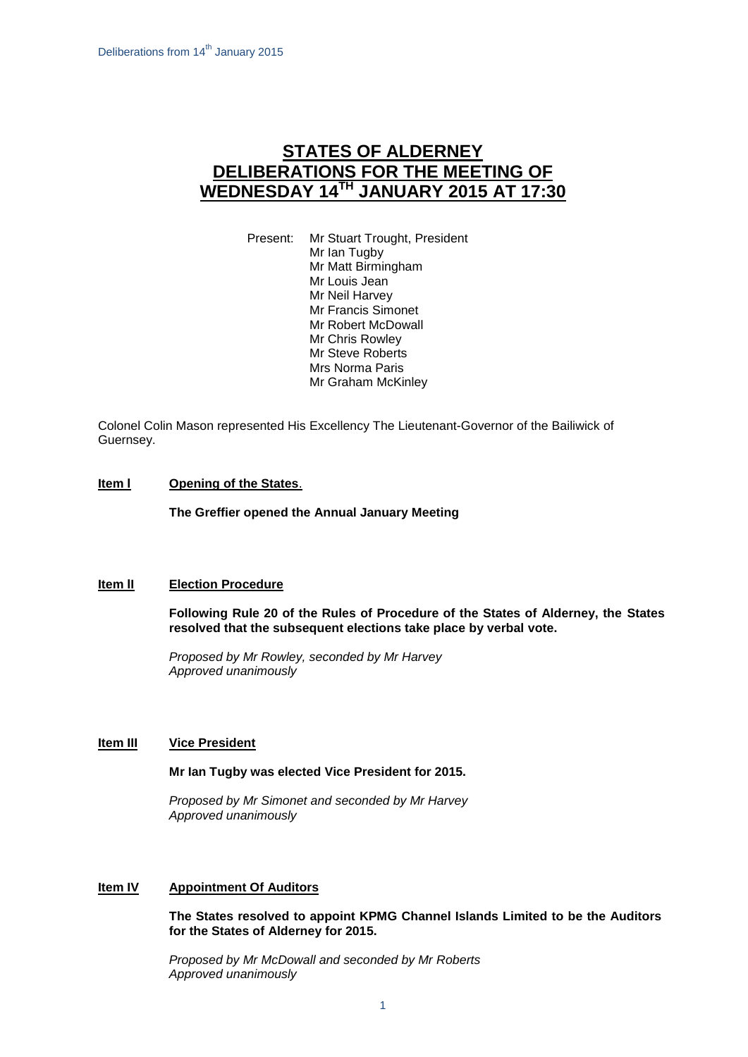# STATES OF ALDERNEY DELIBERATIONS FOR THE MEETING OF WEDNESDAY 14TH JANUARY 2015 AT 17:30

Present: Mr Stuart Trought, President
Mr Ian Tugby
Mr Matt Birmingham
Mr Louis Jean
Mr Neil Harvey
Mr Francis Simonet
Mr Robert McDowall
Mr Chris Rowley
Mr Steve Roberts
Mrs Norma Paris
Mr Graham McKinley

Colonel Colin Mason represented His Excellency The Lieutenant-Governor of the Bailiwick of Guernsey.

**Item I** **Opening of the States**.

**The Greffier opened the Annual January Meeting**

**Item II** **Election Procedure**

**Following Rule 20 of the Rules of Procedure of the States of Alderney, the States resolved that the subsequent elections take place by verbal vote.**

*Proposed by Mr Rowley, seconded by Mr Harvey*
*Approved unanimously*

**Item III** **Vice President**

**Mr Ian Tugby was elected Vice President for 2015.**

*Proposed by Mr Simonet and seconded by Mr Harvey*
*Approved unanimously*

**Item IV** **Appointment Of Auditors**

**The States resolved to appoint KPMG Channel Islands Limited to be the Auditors for the States of Alderney for 2015.**

*Proposed by Mr McDowall and seconded by Mr Roberts*
*Approved unanimously*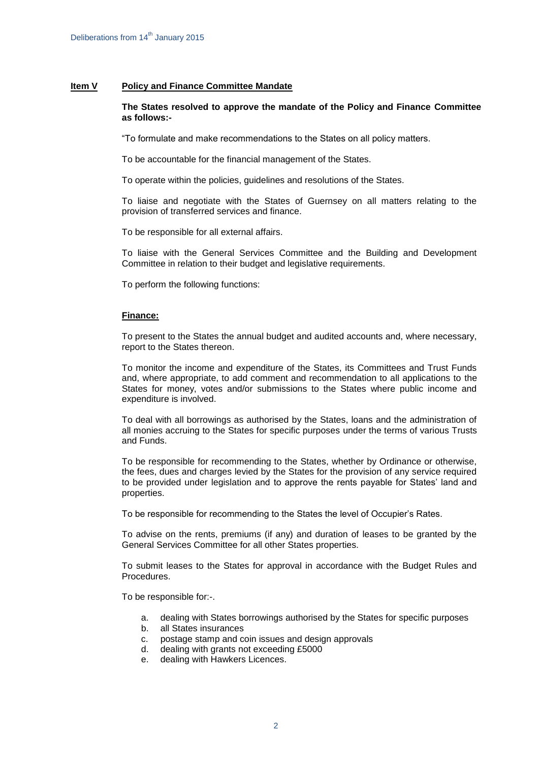**Item V** **Policy and Finance Committee Mandate**

**The States resolved to approve the mandate of the Policy and Finance Committee as follows:-**

"To formulate and make recommendations to the States on all policy matters.

To be accountable for the financial management of the States.

To operate within the policies, guidelines and resolutions of the States.

To liaise and negotiate with the States of Guernsey on all matters relating to the provision of transferred services and finance.

To be responsible for all external affairs.

To liaise with the General Services Committee and the Building and Development Committee in relation to their budget and legislative requirements.

To perform the following functions:

**Finance:**

To present to the States the annual budget and audited accounts and, where necessary, report to the States thereon.

To monitor the income and expenditure of the States, its Committees and Trust Funds and, where appropriate, to add comment and recommendation to all applications to the States for money, votes and/or submissions to the States where public income and expenditure is involved.

To deal with all borrowings as authorised by the States, loans and the administration of all monies accruing to the States for specific purposes under the terms of various Trusts and Funds.

To be responsible for recommending to the States, whether by Ordinance or otherwise, the fees, dues and charges levied by the States for the provision of any service required to be provided under legislation and to approve the rents payable for States' land and properties.

To be responsible for recommending to the States the level of Occupier's Rates.

To advise on the rents, premiums (if any) and duration of leases to be granted by the General Services Committee for all other States properties.

To submit leases to the States for approval in accordance with the Budget Rules and Procedures.

To be responsible for:-.

a. dealing with States borrowings authorised by the States for specific purposes
b. all States insurances
c. postage stamp and coin issues and design approvals
d. dealing with grants not exceeding £5000
e. dealing with Hawkers Licences.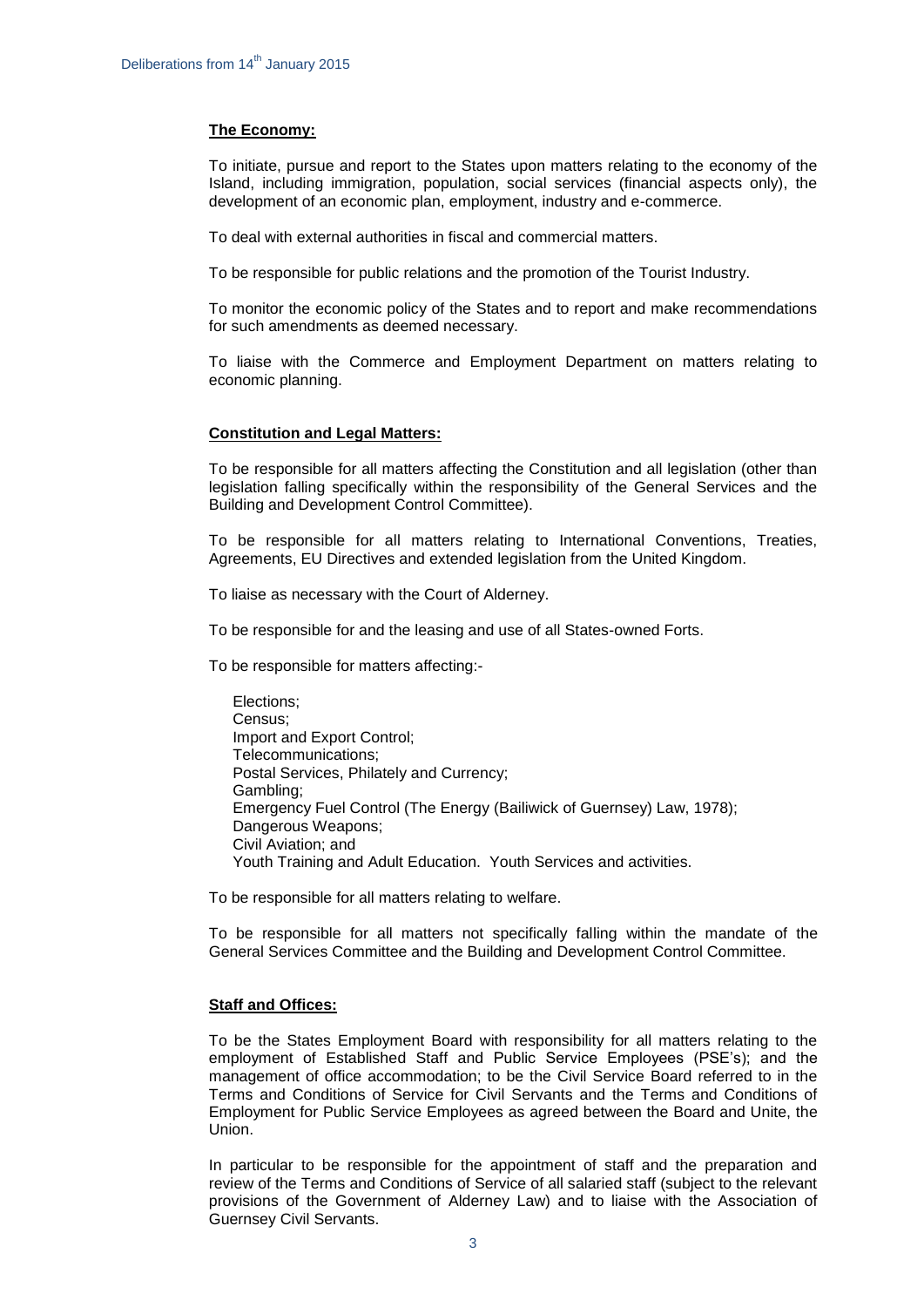**The Economy:**

To initiate, pursue and report to the States upon matters relating to the economy of the Island, including immigration, population, social services (financial aspects only), the development of an economic plan, employment, industry and e-commerce.

To deal with external authorities in fiscal and commercial matters.

To be responsible for public relations and the promotion of the Tourist Industry.

To monitor the economic policy of the States and to report and make recommendations for such amendments as deemed necessary.

To liaise with the Commerce and Employment Department on matters relating to economic planning.

**Constitution and Legal Matters:**

To be responsible for all matters affecting the Constitution and all legislation (other than legislation falling specifically within the responsibility of the General Services and the Building and Development Control Committee).

To be responsible for all matters relating to International Conventions, Treaties, Agreements, EU Directives and extended legislation from the United Kingdom.

To liaise as necessary with the Court of Alderney.

To be responsible for and the leasing and use of all States-owned Forts.

To be responsible for matters affecting:-

Elections;
Census;
Import and Export Control;
Telecommunications;
Postal Services, Philately and Currency;
Gambling;
Emergency Fuel Control (The Energy (Bailiwick of Guernsey) Law, 1978);
Dangerous Weapons;
Civil Aviation; and
Youth Training and Adult Education. Youth Services and activities.

To be responsible for all matters relating to welfare.

To be responsible for all matters not specifically falling within the mandate of the General Services Committee and the Building and Development Control Committee.

**Staff and Offices:**

To be the States Employment Board with responsibility for all matters relating to the employment of Established Staff and Public Service Employees (PSE's); and the management of office accommodation; to be the Civil Service Board referred to in the Terms and Conditions of Service for Civil Servants and the Terms and Conditions of Employment for Public Service Employees as agreed between the Board and Unite, the Union.

In particular to be responsible for the appointment of staff and the preparation and review of the Terms and Conditions of Service of all salaried staff (subject to the relevant provisions of the Government of Alderney Law) and to liaise with the Association of Guernsey Civil Servants.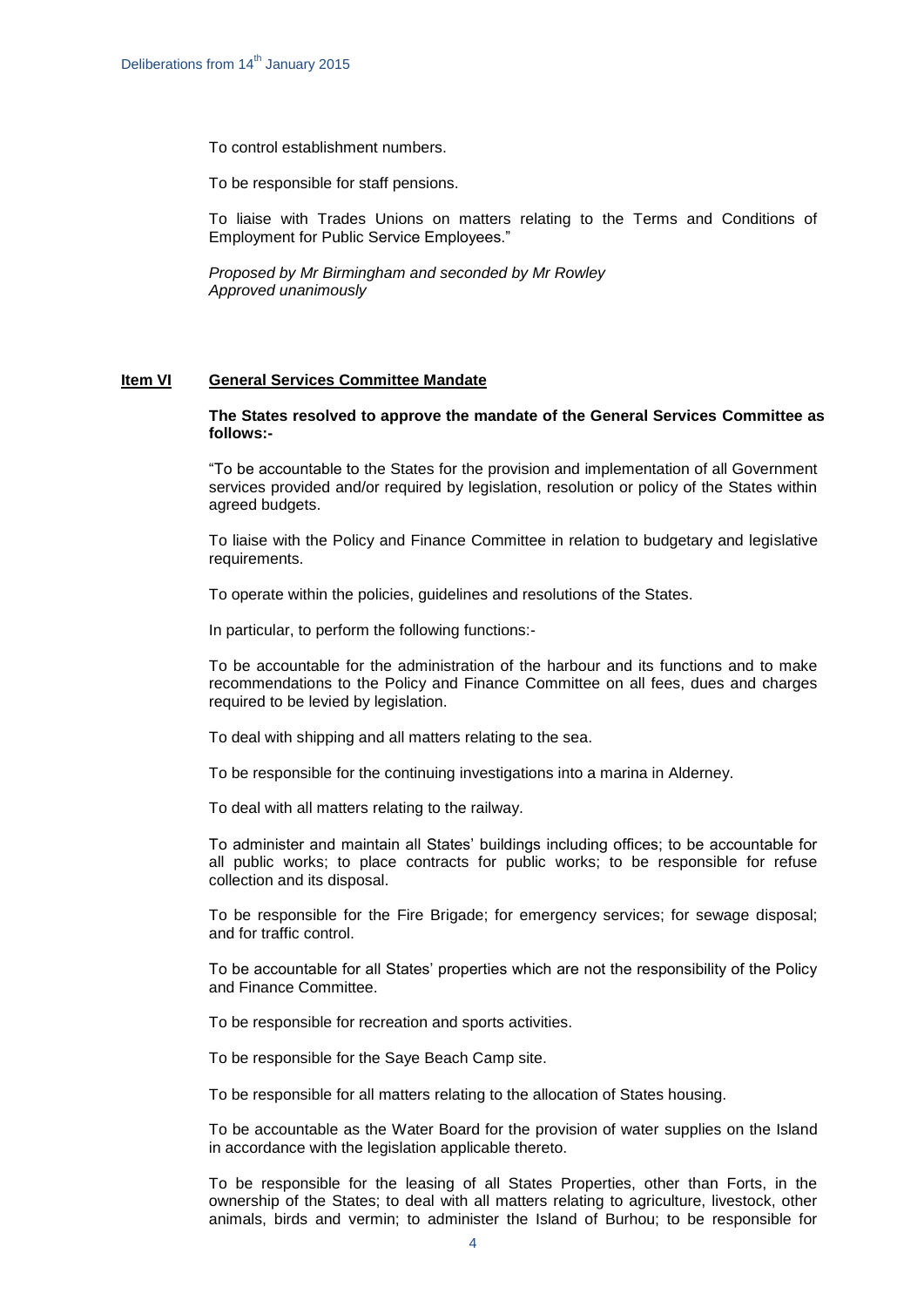To control establishment numbers.

To be responsible for staff pensions.

To liaise with Trades Unions on matters relating to the Terms and Conditions of Employment for Public Service Employees."

*Proposed by Mr Birmingham and seconded by Mr Rowley*
*Approved unanimously*

**Item VI General Services Committee Mandate**

**The States resolved to approve the mandate of the General Services Committee as follows:-**

"To be accountable to the States for the provision and implementation of all Government services provided and/or required by legislation, resolution or policy of the States within agreed budgets.

To liaise with the Policy and Finance Committee in relation to budgetary and legislative requirements.

To operate within the policies, guidelines and resolutions of the States.

In particular, to perform the following functions:-

To be accountable for the administration of the harbour and its functions and to make recommendations to the Policy and Finance Committee on all fees, dues and charges required to be levied by legislation.

To deal with shipping and all matters relating to the sea.

To be responsible for the continuing investigations into a marina in Alderney.

To deal with all matters relating to the railway.

To administer and maintain all States' buildings including offices; to be accountable for all public works; to place contracts for public works; to be responsible for refuse collection and its disposal.

To be responsible for the Fire Brigade; for emergency services; for sewage disposal; and for traffic control.

To be accountable for all States' properties which are not the responsibility of the Policy and Finance Committee.

To be responsible for recreation and sports activities.

To be responsible for the Saye Beach Camp site.

To be responsible for all matters relating to the allocation of States housing.

To be accountable as the Water Board for the provision of water supplies on the Island in accordance with the legislation applicable thereto.

To be responsible for the leasing of all States Properties, other than Forts, in the ownership of the States; to deal with all matters relating to agriculture, livestock, other animals, birds and vermin; to administer the Island of Burhou; to be responsible for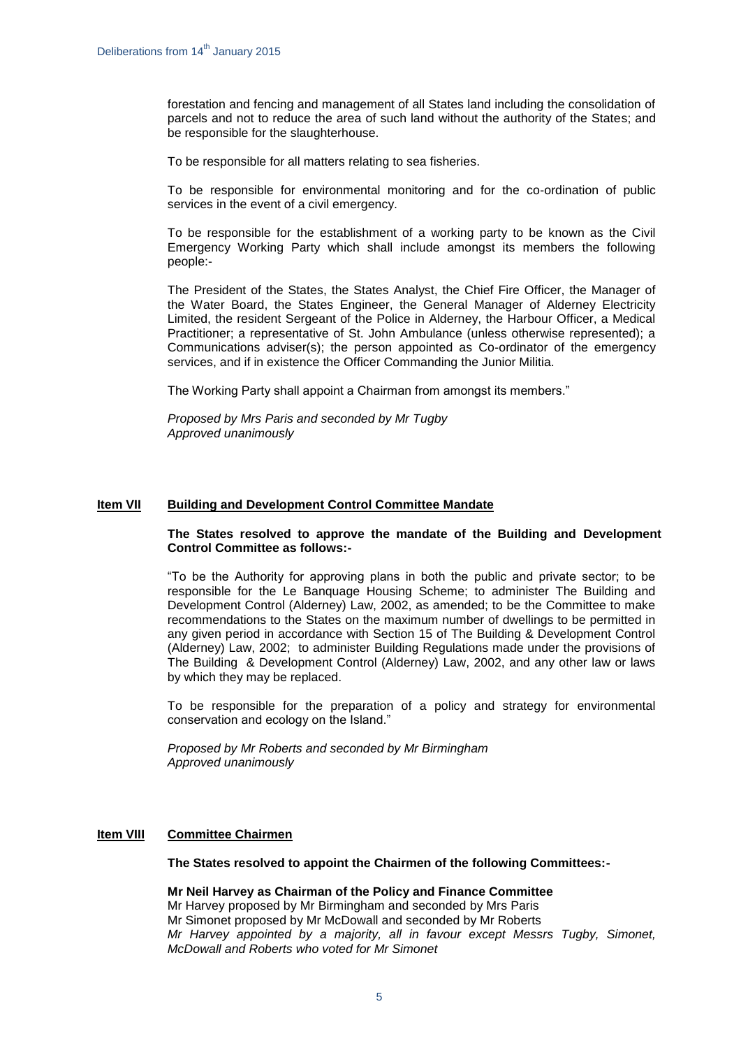forestation and fencing and management of all States land including the consolidation of parcels and not to reduce the area of such land without the authority of the States; and be responsible for the slaughterhouse.

To be responsible for all matters relating to sea fisheries.

To be responsible for environmental monitoring and for the co-ordination of public services in the event of a civil emergency.

To be responsible for the establishment of a working party to be known as the Civil Emergency Working Party which shall include amongst its members the following people:-

The President of the States, the States Analyst, the Chief Fire Officer, the Manager of the Water Board, the States Engineer, the General Manager of Alderney Electricity Limited, the resident Sergeant of the Police in Alderney, the Harbour Officer, a Medical Practitioner; a representative of St. John Ambulance (unless otherwise represented); a Communications adviser(s); the person appointed as Co-ordinator of the emergency services, and if in existence the Officer Commanding the Junior Militia.

The Working Party shall appoint a Chairman from amongst its members."

*Proposed by Mrs Paris and seconded by Mr Tugby*
*Approved unanimously*

## Item VII Building and Development Control Committee Mandate

**The States resolved to approve the mandate of the Building and Development Control Committee as follows:-**

"To be the Authority for approving plans in both the public and private sector; to be responsible for the Le Banquage Housing Scheme; to administer The Building and Development Control (Alderney) Law, 2002, as amended; to be the Committee to make recommendations to the States on the maximum number of dwellings to be permitted in any given period in accordance with Section 15 of The Building & Development Control (Alderney) Law, 2002; to administer Building Regulations made under the provisions of The Building & Development Control (Alderney) Law, 2002, and any other law or laws by which they may be replaced.

To be responsible for the preparation of a policy and strategy for environmental conservation and ecology on the Island."

*Proposed by Mr Roberts and seconded by Mr Birmingham*
*Approved unanimously*

## Item VIII Committee Chairmen

**The States resolved to appoint the Chairmen of the following Committees:-**

**Mr Neil Harvey as Chairman of the Policy and Finance Committee**
Mr Harvey proposed by Mr Birmingham and seconded by Mrs Paris
Mr Simonet proposed by Mr McDowall and seconded by Mr Roberts
*Mr Harvey appointed by a majority, all in favour except Messrs Tugby, Simonet, McDowall and Roberts who voted for Mr Simonet*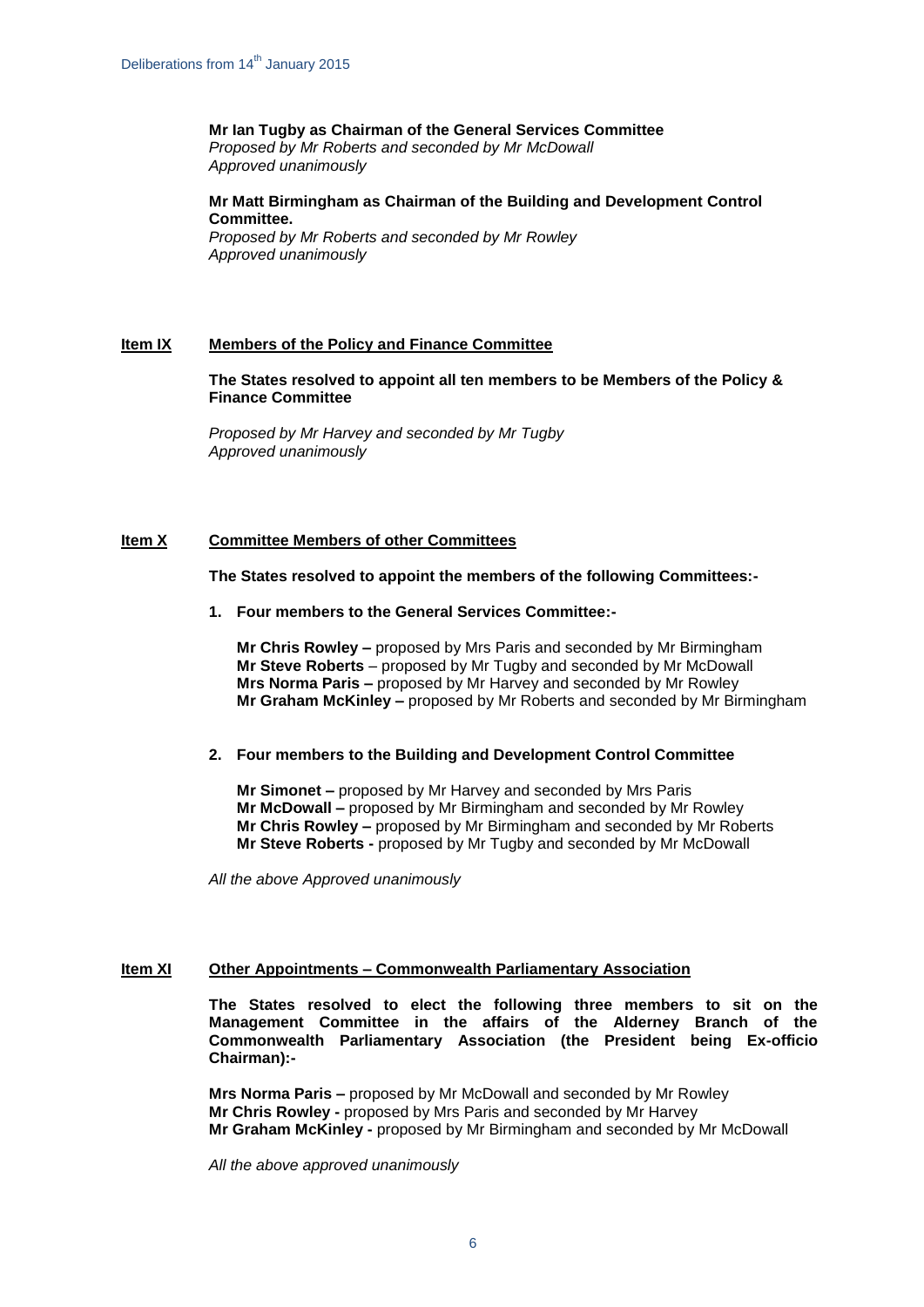**Mr Ian Tugby as Chairman of the General Services Committee**
*Proposed by Mr Roberts and seconded by Mr McDowall*
*Approved unanimously*

**Mr Matt Birmingham as Chairman of the Building and Development Control Committee.**
*Proposed by Mr Roberts and seconded by Mr Rowley*
*Approved unanimously*

## Item IX Members of the Policy and Finance Committee

**The States resolved to appoint all ten members to be Members of the Policy & Finance Committee**

*Proposed by Mr Harvey and seconded by Mr Tugby*
*Approved unanimously*

## Item X Committee Members of other Committees

**The States resolved to appoint the members of the following Committees:-**

1. **Four members to the General Services Committee:-**

   **Mr Chris Rowley –** proposed by Mrs Paris and seconded by Mr Birmingham
   **Mr Steve Roberts** – proposed by Mr Tugby and seconded by Mr McDowall
   **Mrs Norma Paris –** proposed by Mr Harvey and seconded by Mr Rowley
   **Mr Graham McKinley –** proposed by Mr Roberts and seconded by Mr Birmingham

2. **Four members to the Building and Development Control Committee**

   **Mr Simonet –** proposed by Mr Harvey and seconded by Mrs Paris
   **Mr McDowall –** proposed by Mr Birmingham and seconded by Mr Rowley
   **Mr Chris Rowley –** proposed by Mr Birmingham and seconded by Mr Roberts
   **Mr Steve Roberts -** proposed by Mr Tugby and seconded by Mr McDowall

*All the above Approved unanimously*

## Item XI Other Appointments – Commonwealth Parliamentary Association

**The States resolved to elect the following three members to sit on the Management Committee in the affairs of the Alderney Branch of the Commonwealth Parliamentary Association (the President being Ex-officio Chairman):-**

**Mrs Norma Paris –** proposed by Mr McDowall and seconded by Mr Rowley
**Mr Chris Rowley -** proposed by Mrs Paris and seconded by Mr Harvey
**Mr Graham McKinley -** proposed by Mr Birmingham and seconded by Mr McDowall

*All the above approved unanimously*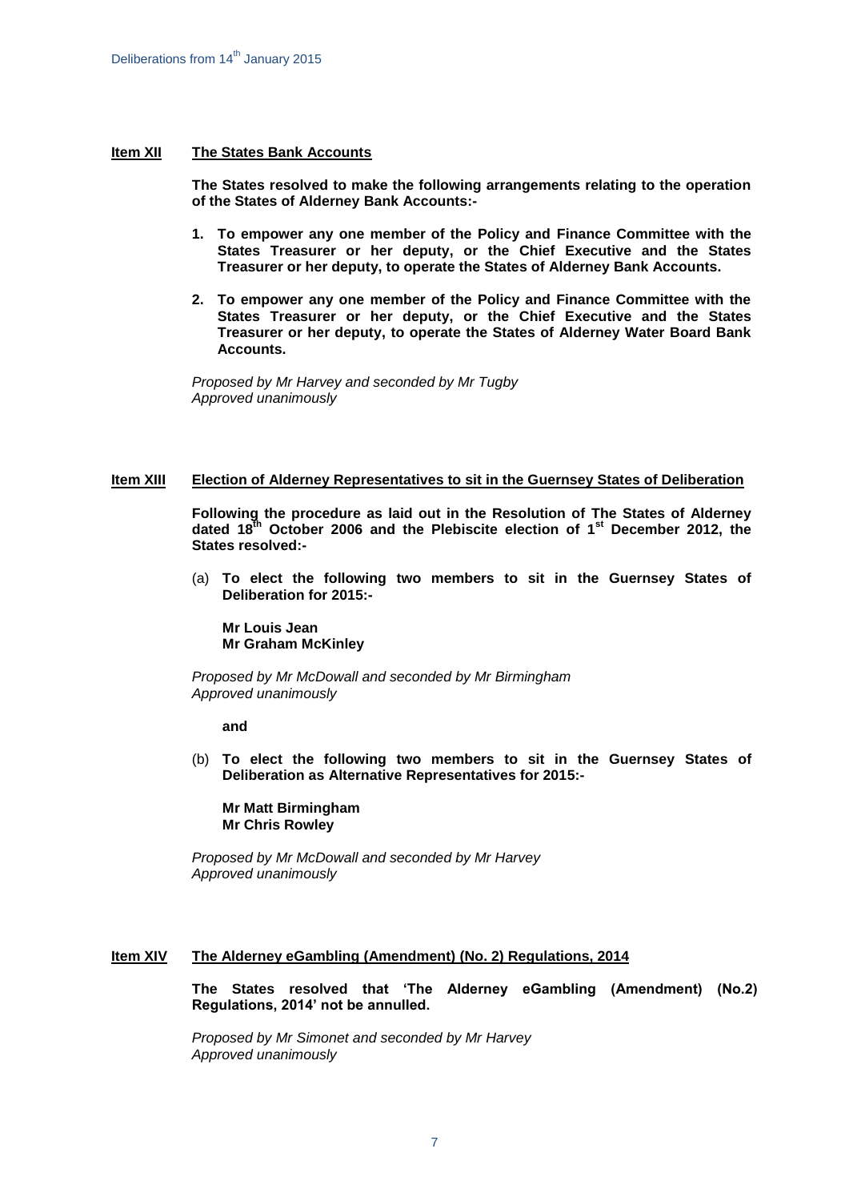**Item XII The States Bank Accounts**

**The States resolved to make the following arrangements relating to the operation of the States of Alderney Bank Accounts:-**

1. **To empower any one member of the Policy and Finance Committee with the States Treasurer or her deputy, or the Chief Executive and the States Treasurer or her deputy, to operate the States of Alderney Bank Accounts.**

2. **To empower any one member of the Policy and Finance Committee with the States Treasurer or her deputy, or the Chief Executive and the States Treasurer or her deputy, to operate the States of Alderney Water Board Bank Accounts.**

*Proposed by Mr Harvey and seconded by Mr Tugby*
*Approved unanimously*

**Item XIII Election of Alderney Representatives to sit in the Guernsey States of Deliberation**

**Following the procedure as laid out in the Resolution of The States of Alderney dated 18th October 2006 and the Plebiscite election of 1st December 2012, the States resolved:-**

(a) **To elect the following two members to sit in the Guernsey States of Deliberation for 2015:-**

**Mr Louis Jean**
**Mr Graham McKinley**

*Proposed by Mr McDowall and seconded by Mr Birmingham*
*Approved unanimously*

**and**

(b) **To elect the following two members to sit in the Guernsey States of Deliberation as Alternative Representatives for 2015:-**

**Mr Matt Birmingham**
**Mr Chris Rowley**

*Proposed by Mr McDowall and seconded by Mr Harvey*
*Approved unanimously*

**Item XIV The Alderney eGambling (Amendment) (No. 2) Regulations, 2014**

**The States resolved that 'The Alderney eGambling (Amendment) (No.2) Regulations, 2014' not be annulled.**

*Proposed by Mr Simonet and seconded by Mr Harvey*
*Approved unanimously*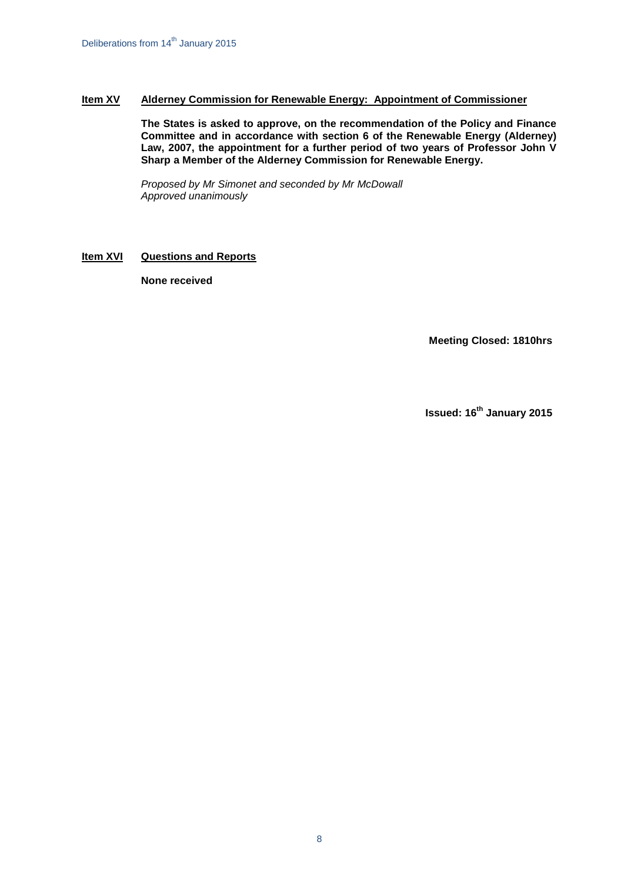**<u>Item XV</u>** **<u>Alderney Commission for Renewable Energy: Appointment of Commissioner</u>**

**The States is asked to approve, on the recommendation of the Policy and Finance Committee and in accordance with section 6 of the Renewable Energy (Alderney) Law, 2007, the appointment for a further period of two years of Professor John V Sharp a Member of the Alderney Commission for Renewable Energy.**

*Proposed by Mr Simonet and seconded by Mr McDowall*
*Approved unanimously*

**<u>Item XVI</u>** **<u>Questions and Reports</u>**

**None received**

**Meeting Closed: 1810hrs**

**Issued: 16th January 2015**